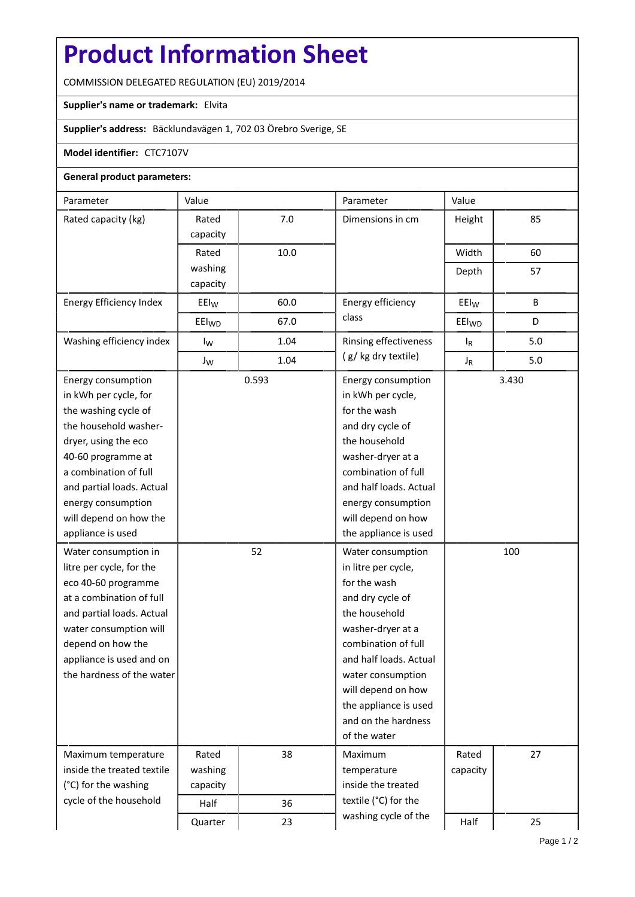# Product Information Sheet

COMMISSION DELEGATED REGULATION (EU) 2019/2014

**Supplier's name or trademark:** Elvita

**Supplier's address:** Bäcklundavägen 1, 702 03 Örebro Sverige, SE

**Model identifier:** CTC7107V

**General product parameters:**

| Parameter | Value | | Parameter | Value | |
|---|---|---|---|---|---|
| Rated capacity (kg) | Rated capacity | 7.0 | Dimensions in cm | Height | 85 |
| | Rated washing capacity | 10.0 | | Width | 60 |
| | | | | Depth | 57 |
| Energy Efficiency Index | $EEI_W$ | 60.0 | Energy efficiency class | $EEI_W$ | B |
| | $EEI_{WD}$ | 67.0 | | $EEI_{WD}$ | D |
| Washing efficiency index | $I_W$ | 1.04 | Rinsing effectiveness ( g/ kg dry textile) | $I_R$ | 5.0 |
| | $J_W$ | 1.04 | | $J_R$ | 5.0 |
| Energy consumption in kWh per cycle, for the washing cycle of the household washer-dryer, using the eco 40-60 programme at a combination of full and partial loads. Actual energy consumption will depend on how the appliance is used | 0.593 | | Energy consumption in kWh per cycle, for the wash and dry cycle of the household washer-dryer at a combination of full and half loads. Actual energy consumption will depend on how the appliance is used | 3.430 | |
| Water consumption in litre per cycle, for the eco 40-60 programme at a combination of full and partial loads. Actual water consumption will depend on how the appliance is used and on the hardness of the water | 52 | | Water consumption in litre per cycle, for the wash and dry cycle of the household washer-dryer at a combination of full and half loads. Actual water consumption will depend on how the appliance is used and on the hardness of the water | 100 | |
| Maximum temperature inside the treated textile (°C) for the washing cycle of the household | Rated washing capacity | 38 | Maximum temperature inside the treated textile (°C) for the washing cycle of the | Rated capacity | 27 |
| | Half | 36 | | | |
| | Quarter | 23 | | Half | 25 |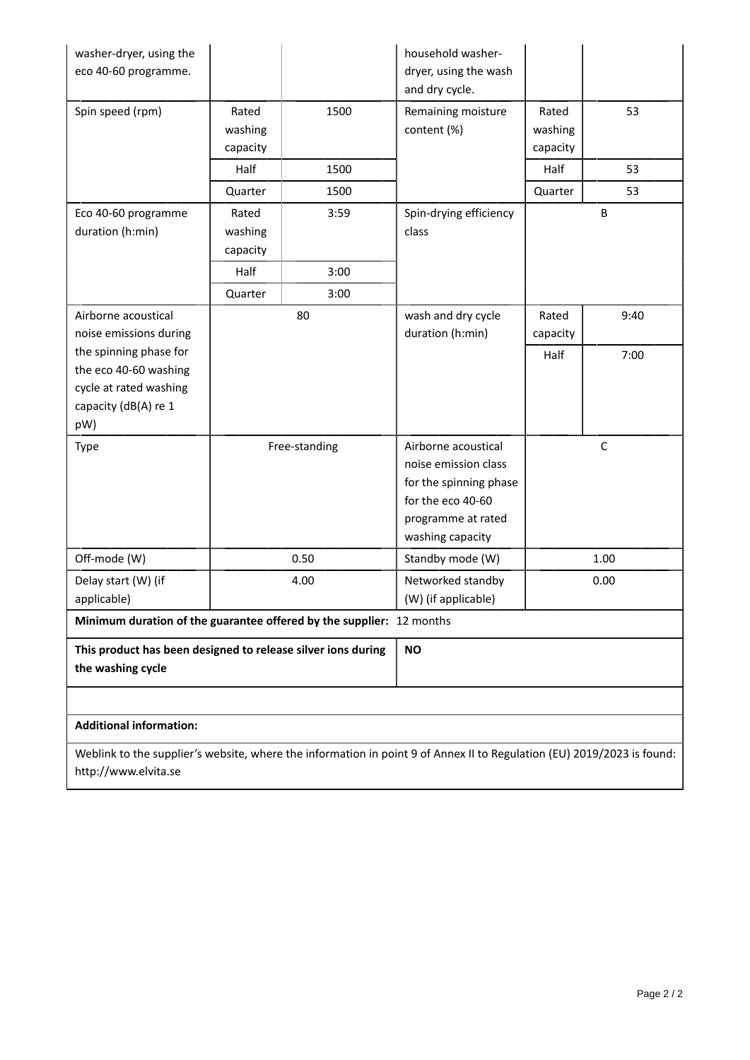| | | | | | |
|---|---|---|---|---|---|
| washer-dryer, using the eco 40-60 programme. | | | household washer-dryer, using the wash and dry cycle. | | |
| Spin speed (rpm) | Rated washing capacity | 1500 | Remaining moisture content (%) | Rated washing capacity | 53 |
| | Half | 1500 | | Half | 53 |
| | Quarter | 1500 | | Quarter | 53 |
| Eco 40-60 programme duration (h:min) | Rated washing capacity | 3:59 | Spin-drying efficiency class | B | |
| | Half | 3:00 | | | |
| | Quarter | 3:00 | | | |
| Airborne acoustical noise emissions during the spinning phase for the eco 40-60 washing cycle at rated washing capacity (dB(A) re 1 pW) | 80 | | wash and dry cycle duration (h:min) | Rated capacity | 9:40 |
| | | | | Half | 7:00 |
| Type | Free-standing | | Airborne acoustical noise emission class for the spinning phase for the eco 40-60 programme at rated washing capacity | C | |
| Off-mode (W) | 0.50 | | Standby mode (W) | 1.00 | |
| Delay start (W) (if applicable) | 4.00 | | Networked standby (W) (if applicable) | 0.00 | |

**Minimum duration of the guarantee offered by the supplier:** 12 months

| | |
|---|---|
| **This product has been designed to release silver ions during the washing cycle** | **NO** |

**Additional information:**

Weblink to the supplier's website, where the information in point 9 of Annex II to Regulation (EU) 2019/2023 is found: http://www.elvita.se